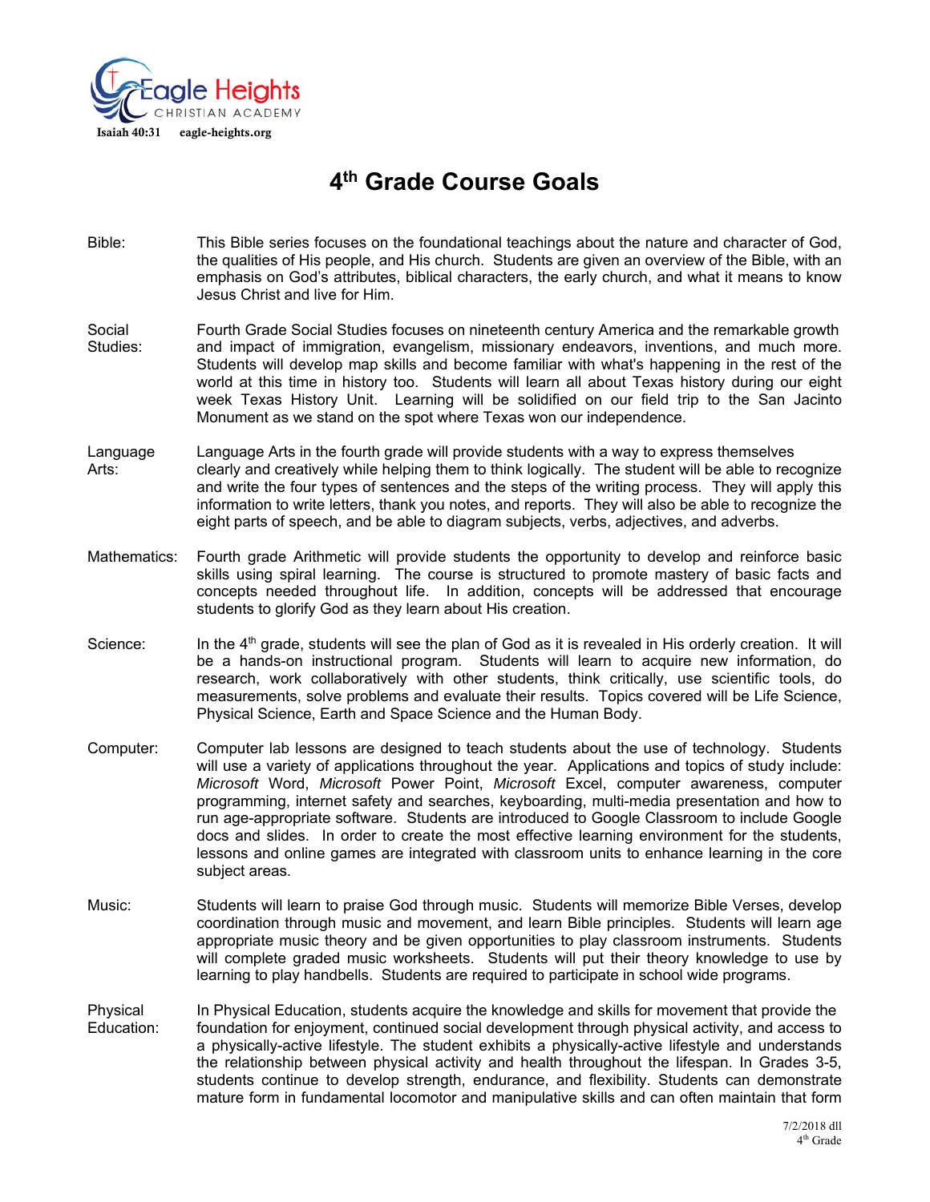Eagle Heights CHRISTIAN ACADEMY

Isaiah 40:31 eagle-heights.org

# 4th Grade Course Goals

**Bible:** This Bible series focuses on the foundational teachings about the nature and character of God, the qualities of His people, and His church. Students are given an overview of the Bible, with an emphasis on God's attributes, biblical characters, the early church, and what it means to know Jesus Christ and live for Him.

**Social Studies:** Fourth Grade Social Studies focuses on nineteenth century America and the remarkable growth and impact of immigration, evangelism, missionary endeavors, inventions, and much more. Students will develop map skills and become familiar with what's happening in the rest of the world at this time in history too. Students will learn all about Texas history during our eight week Texas History Unit. Learning will be solidified on our field trip to the San Jacinto Monument as we stand on the spot where Texas won our independence.

**Language Arts:** Language Arts in the fourth grade will provide students with a way to express themselves clearly and creatively while helping them to think logically. The student will be able to recognize and write the four types of sentences and the steps of the writing process. They will apply this information to write letters, thank you notes, and reports. They will also be able to recognize the eight parts of speech, and be able to diagram subjects, verbs, adjectives, and adverbs.

**Mathematics:** Fourth grade Arithmetic will provide students the opportunity to develop and reinforce basic skills using spiral learning. The course is structured to promote mastery of basic facts and concepts needed throughout life. In addition, concepts will be addressed that encourage students to glorify God as they learn about His creation.

**Science:** In the 4th grade, students will see the plan of God as it is revealed in His orderly creation. It will be a hands-on instructional program. Students will learn to acquire new information, do research, work collaboratively with other students, think critically, use scientific tools, do measurements, solve problems and evaluate their results. Topics covered will be Life Science, Physical Science, Earth and Space Science and the Human Body.

**Computer:** Computer lab lessons are designed to teach students about the use of technology. Students will use a variety of applications throughout the year. Applications and topics of study include: *Microsoft* Word, *Microsoft* Power Point, *Microsoft* Excel, computer awareness, computer programming, internet safety and searches, keyboarding, multi-media presentation and how to run age-appropriate software. Students are introduced to Google Classroom to include Google docs and slides. In order to create the most effective learning environment for the students, lessons and online games are integrated with classroom units to enhance learning in the core subject areas.

**Music:** Students will learn to praise God through music. Students will memorize Bible Verses, develop coordination through music and movement, and learn Bible principles. Students will learn age appropriate music theory and be given opportunities to play classroom instruments. Students will complete graded music worksheets. Students will put their theory knowledge to use by learning to play handbells. Students are required to participate in school wide programs.

**Physical Education:** In Physical Education, students acquire the knowledge and skills for movement that provide the foundation for enjoyment, continued social development through physical activity, and access to a physically-active lifestyle. The student exhibits a physically-active lifestyle and understands the relationship between physical activity and health throughout the lifespan. In Grades 3-5, students continue to develop strength, endurance, and flexibility. Students can demonstrate mature form in fundamental locomotor and manipulative skills and can often maintain that form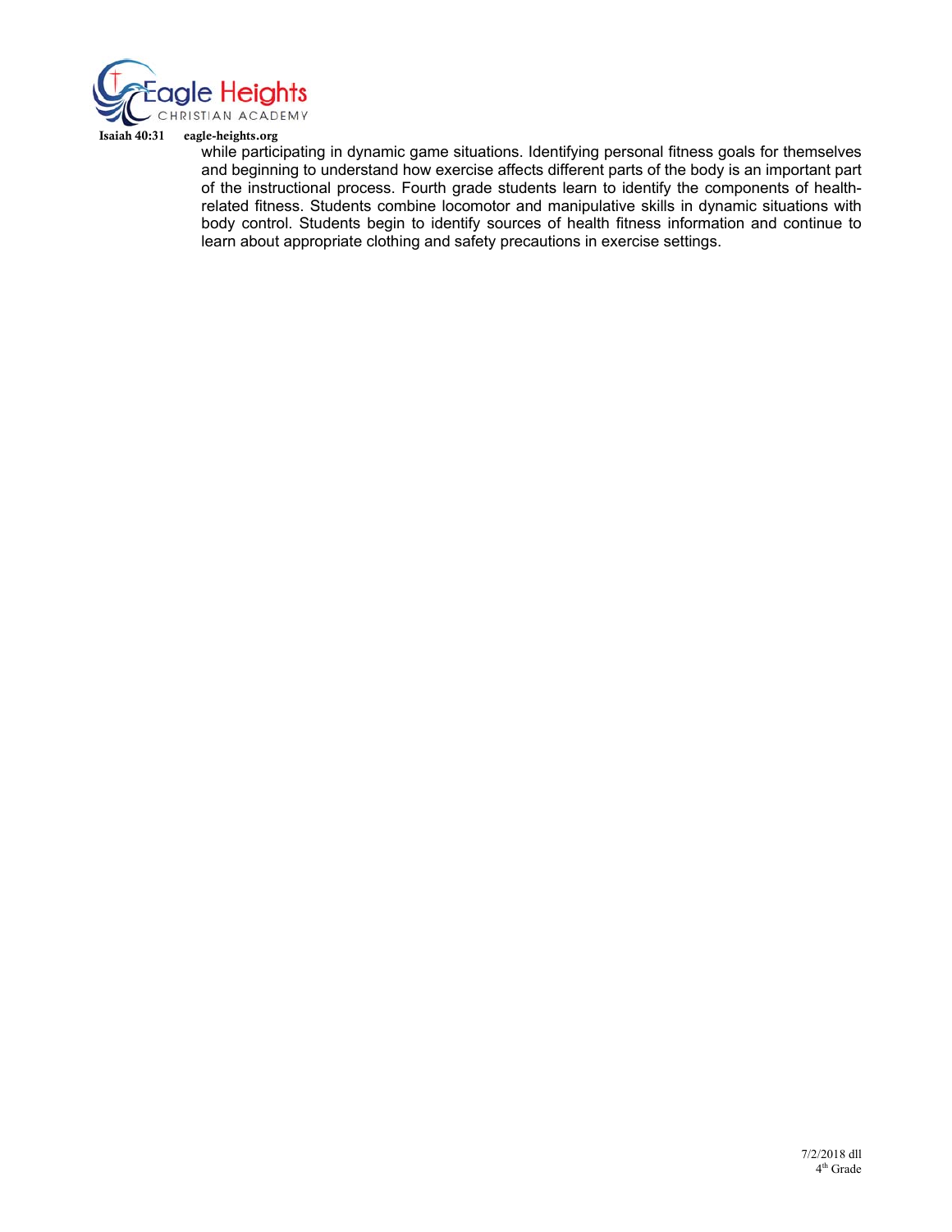while participating in dynamic game situations. Identifying personal fitness goals for themselves and beginning to understand how exercise affects different parts of the body is an important part of the instructional process. Fourth grade students learn to identify the components of health-related fitness. Students combine locomotor and manipulative skills in dynamic situations with body control. Students begin to identify sources of health fitness information and continue to learn about appropriate clothing and safety precautions in exercise settings.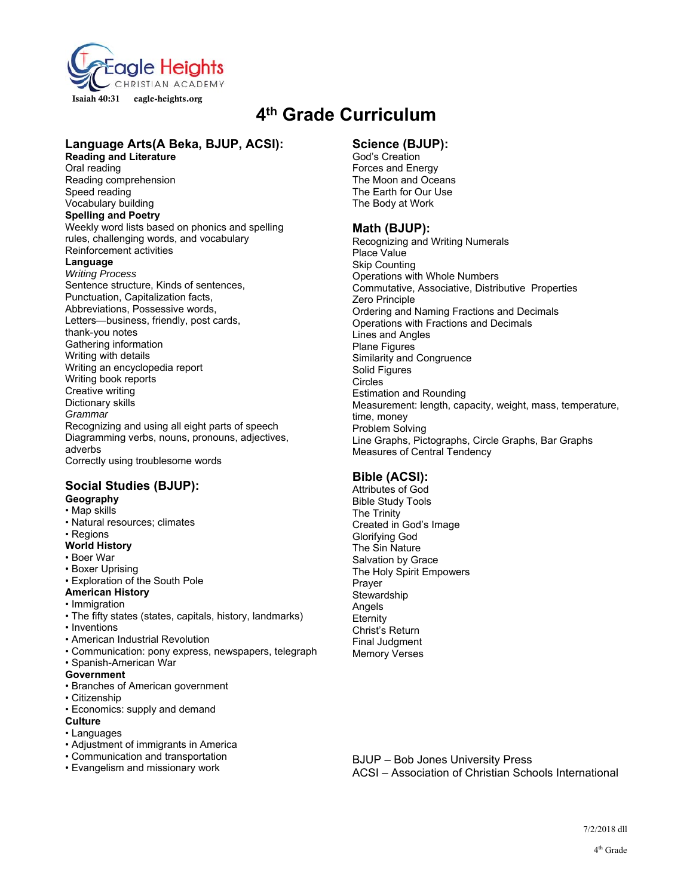Eagle Heights
CHRISTIAN ACADEMY
Isaiah 40:31 eagle-heights.org

# 4th Grade Curriculum

## Language Arts(A Beka, BJUP, ACSI):

**Reading and Literature**
Oral reading
Reading comprehension
Speed reading
Vocabulary building

**Spelling and Poetry**
Weekly word lists based on phonics and spelling rules, challenging words, and vocabulary
Reinforcement activities

**Language**
*Writing Process*
Sentence structure, Kinds of sentences,
Punctuation, Capitalization facts,
Abbreviations, Possessive words,
Letters—business, friendly, post cards,
thank-you notes
Gathering information
Writing with details
Writing an encyclopedia report
Writing book reports
Creative writing
Dictionary skills
*Grammar*
Recognizing and using all eight parts of speech
Diagramming verbs, nouns, pronouns, adjectives, adverbs
Correctly using troublesome words

## Social Studies (BJUP):

**Geography**
- Map skills
- Natural resources; climates
- Regions

**World History**
- Boer War
- Boxer Uprising
- Exploration of the South Pole

**American History**
- Immigration
- The fifty states (states, capitals, history, landmarks)
- Inventions
- American Industrial Revolution
- Communication: pony express, newspapers, telegraph
- Spanish-American War

**Government**
- Branches of American government
- Citizenship
- Economics: supply and demand

**Culture**
- Languages
- Adjustment of immigrants in America
- Communication and transportation
- Evangelism and missionary work

## Science (BJUP):

God's Creation
Forces and Energy
The Moon and Oceans
The Earth for Our Use
The Body at Work

## Math (BJUP):

Recognizing and Writing Numerals
Place Value
Skip Counting
Operations with Whole Numbers
Commutative, Associative, Distributive Properties
Zero Principle
Ordering and Naming Fractions and Decimals
Operations with Fractions and Decimals
Lines and Angles
Plane Figures
Similarity and Congruence
Solid Figures
Circles
Estimation and Rounding
Measurement: length, capacity, weight, mass, temperature, time, money
Problem Solving
Line Graphs, Pictographs, Circle Graphs, Bar Graphs
Measures of Central Tendency

## Bible (ACSI):

Attributes of God
Bible Study Tools
The Trinity
Created in God's Image
Glorifying God
The Sin Nature
Salvation by Grace
The Holy Spirit Empowers
Prayer
Stewardship
Angels
Eternity
Christ's Return
Final Judgment
Memory Verses

BJUP – Bob Jones University Press
ACSI – Association of Christian Schools International

7/2/2018 dll

4th Grade